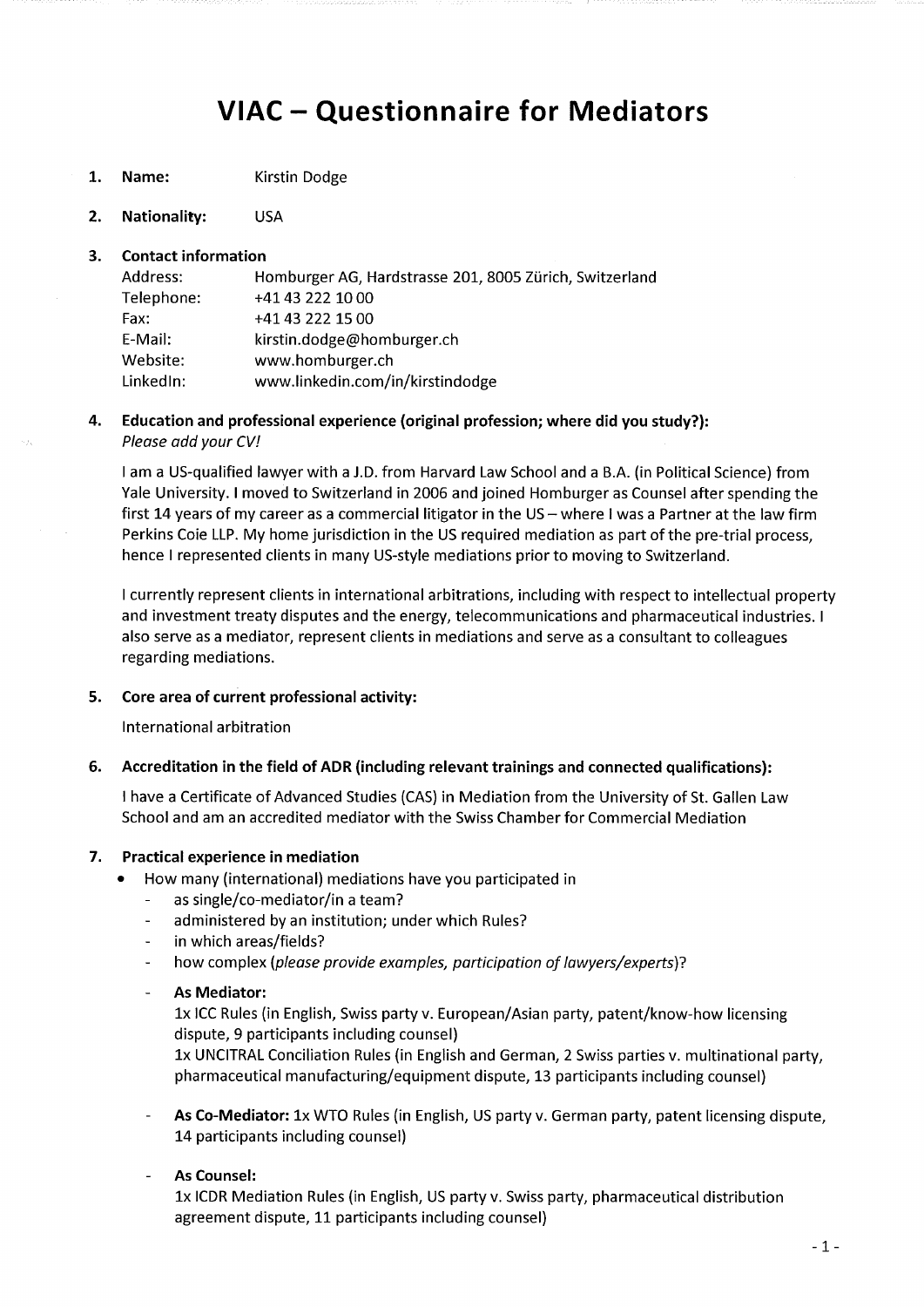# VIAC – Questionnaire for Mediators

1. **Name:** Kirstin Dodge

2. **Nationality:** USA

3. **Contact information**

   Address: Homburger AG, Hardstrasse 201, 8005 Zürich, Switzerland
   Telephone: +41 43 222 10 00
   Fax: +41 43 222 15 00
   E-Mail: kirstin.dodge@homburger.ch
   Website: www.homburger.ch
   LinkedIn: www.linkedin.com/in/kirstindodge

4. **Education and professional experience (original profession; where did you study?):**
   *Please add your CV!*

   I am a US-qualified lawyer with a J.D. from Harvard Law School and a B.A. (in Political Science) from Yale University. I moved to Switzerland in 2006 and joined Homburger as Counsel after spending the first 14 years of my career as a commercial litigator in the US – where I was a Partner at the law firm Perkins Coie LLP. My home jurisdiction in the US required mediation as part of the pre-trial process, hence I represented clients in many US-style mediations prior to moving to Switzerland.

   I currently represent clients in international arbitrations, including with respect to intellectual property and investment treaty disputes and the energy, telecommunications and pharmaceutical industries. I also serve as a mediator, represent clients in mediations and serve as a consultant to colleagues regarding mediations.

5. **Core area of current professional activity:**

   International arbitration

6. **Accreditation in the field of ADR (including relevant trainings and connected qualifications):**

   I have a Certificate of Advanced Studies (CAS) in Mediation from the University of St. Gallen Law School and am an accredited mediator with the Swiss Chamber for Commercial Mediation

7. **Practical experience in mediation**
   - How many (international) mediations have you participated in
     - as single/co-mediator/in a team?
     - administered by an institution; under which Rules?
     - in which areas/fields?
     - how complex (*please provide examples, participation of lawyers/experts*)?
     - **As Mediator:**
       1x ICC Rules (in English, Swiss party v. European/Asian party, patent/know-how licensing dispute, 9 participants including counsel)
       1x UNCITRAL Conciliation Rules (in English and German, 2 Swiss parties v. multinational party, pharmaceutical manufacturing/equipment dispute, 13 participants including counsel)
     - **As Co-Mediator:** 1x WTO Rules (in English, US party v. German party, patent licensing dispute, 14 participants including counsel)
     - **As Counsel:**
       1x ICDR Mediation Rules (in English, US party v. Swiss party, pharmaceutical distribution agreement dispute, 11 participants including counsel)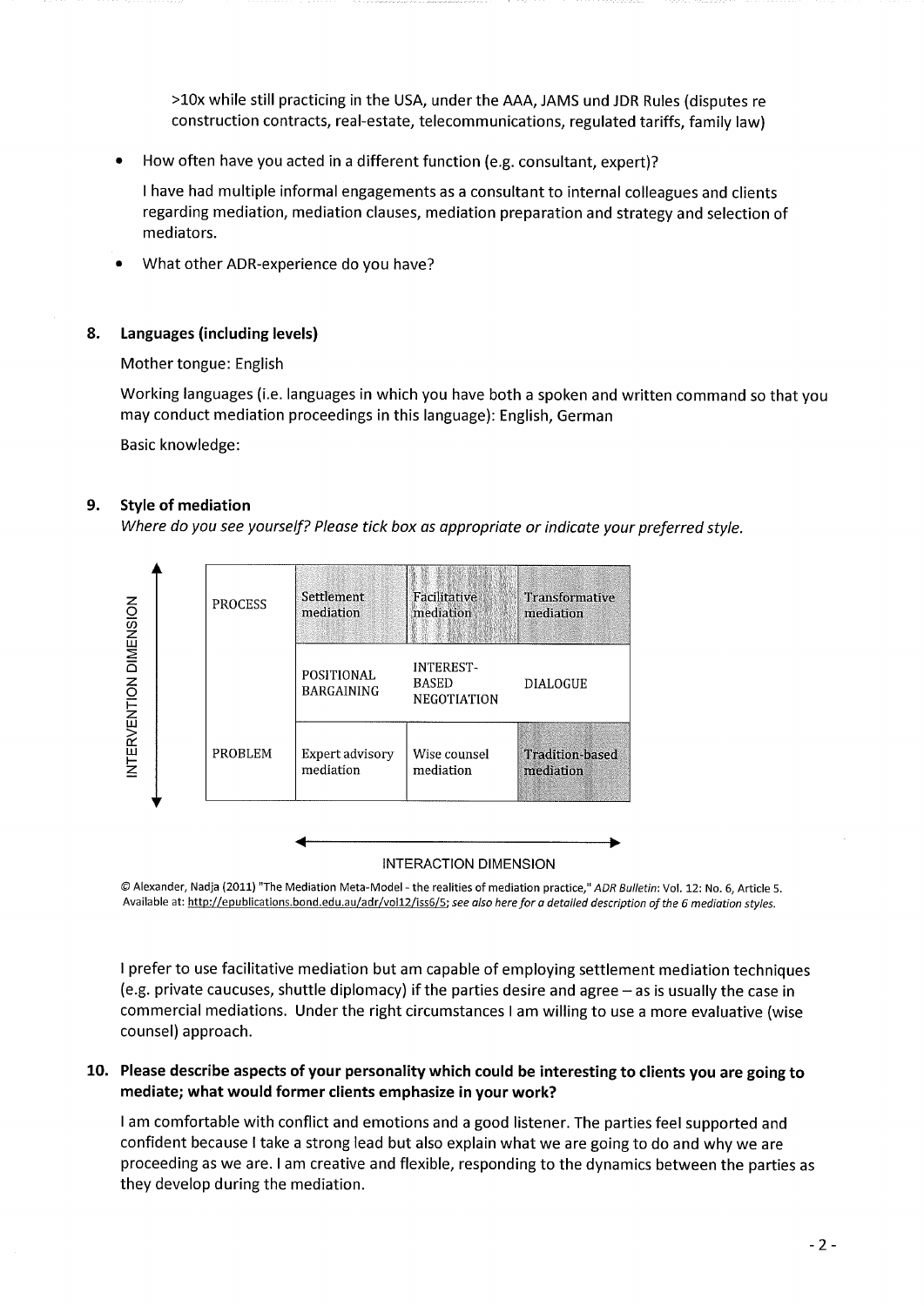>10x while still practicing in the USA, under the AAA, JAMS und JDR Rules (disputes re construction contracts, real-estate, telecommunications, regulated tariffs, family law)

- How often have you acted in a different function (e.g. consultant, expert)?

  I have had multiple informal engagements as a consultant to internal colleagues and clients regarding mediation, mediation clauses, mediation preparation and strategy and selection of mediators.

- What other ADR-experience do you have?

## 8. Languages (including levels)

Mother tongue: English

Working languages (i.e. languages in which you have both a spoken and written command so that you may conduct mediation proceedings in this language): English, German

Basic knowledge:

## 9. Style of mediation

*Where do you see yourself? Please tick box as appropriate or indicate your preferred style.*

INTERVENTION DIMENSION (vertical axis)

| | | | |
|---|---|---|---|
| PROCESS | Settlement mediation | Facilitative mediation | Transformative mediation |
| | POSITIONAL BARGAINING | INTEREST-BASED NEGOTIATION | DIALOGUE |
| PROBLEM | Expert advisory mediation | Wise counsel mediation | Tradition-based mediation |

INTERACTION DIMENSION (horizontal axis)

© Alexander, Nadja (2011) "The Mediation Meta-Model - the realities of mediation practice," *ADR Bulletin*: Vol. 12: No. 6, Article 5. Available at: http://epublications.bond.edu.au/adr/vol12/iss6/5; *see also here for a detailed description of the 6 mediation styles.*

I prefer to use facilitative mediation but am capable of employing settlement mediation techniques (e.g. private caucuses, shuttle diplomacy) if the parties desire and agree – as is usually the case in commercial mediations. Under the right circumstances I am willing to use a more evaluative (wise counsel) approach.

## 10. Please describe aspects of your personality which could be interesting to clients you are going to mediate; what would former clients emphasize in your work?

I am comfortable with conflict and emotions and a good listener. The parties feel supported and confident because I take a strong lead but also explain what we are going to do and why we are proceeding as we are. I am creative and flexible, responding to the dynamics between the parties as they develop during the mediation.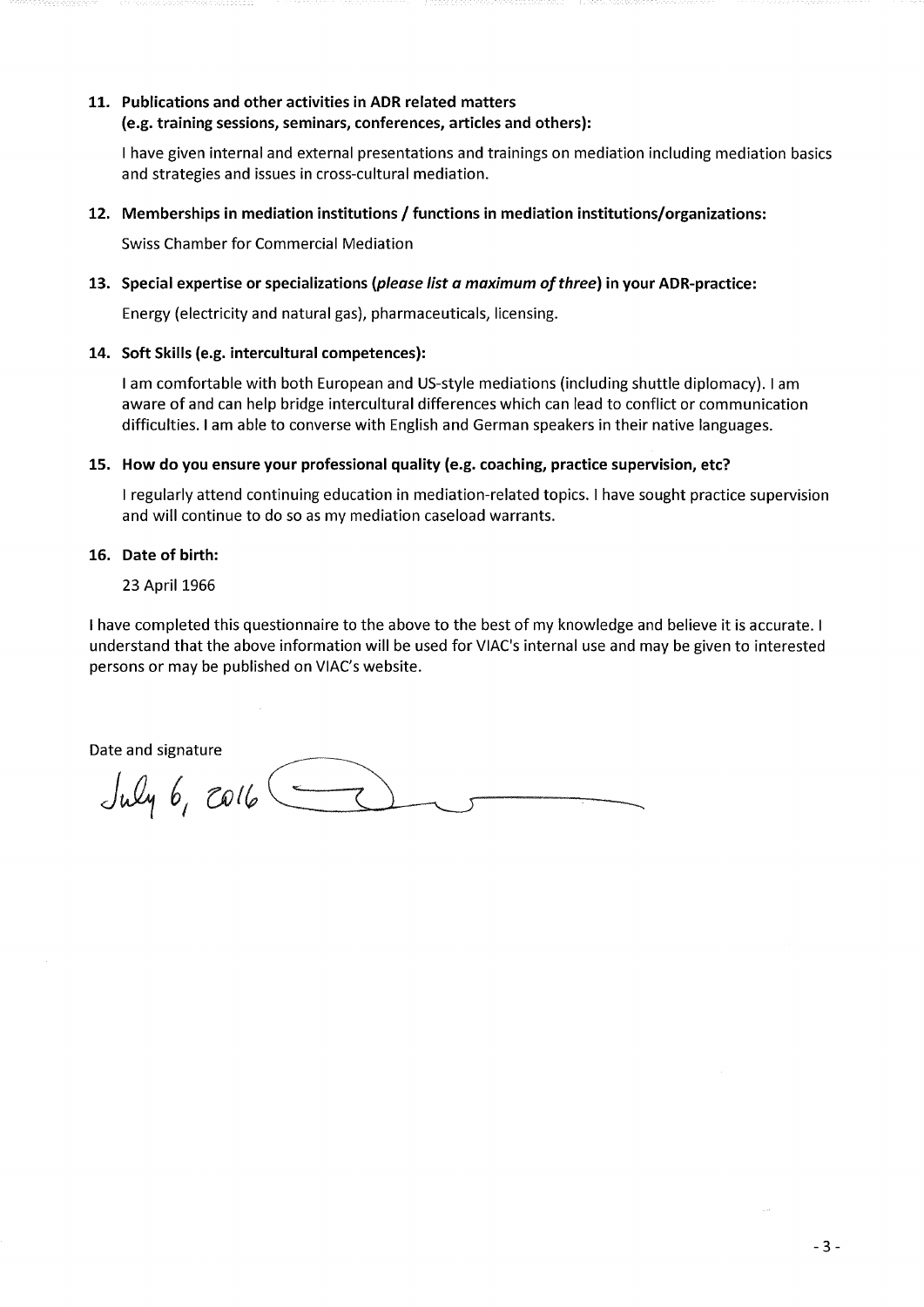**11. Publications and other activities in ADR related matters (e.g. training sessions, seminars, conferences, articles and others):**

I have given internal and external presentations and trainings on mediation including mediation basics and strategies and issues in cross-cultural mediation.

**12. Memberships in mediation institutions / functions in mediation institutions/organizations:**

Swiss Chamber for Commercial Mediation

**13. Special expertise or specializations (*please list a maximum of three*) in your ADR-practice:**

Energy (electricity and natural gas), pharmaceuticals, licensing.

**14. Soft Skills (e.g. intercultural competences):**

I am comfortable with both European and US-style mediations (including shuttle diplomacy). I am aware of and can help bridge intercultural differences which can lead to conflict or communication difficulties. I am able to converse with English and German speakers in their native languages.

**15. How do you ensure your professional quality (e.g. coaching, practice supervision, etc?**

I regularly attend continuing education in mediation-related topics. I have sought practice supervision and will continue to do so as my mediation caseload warrants.

**16. Date of birth:**

23 April 1966

I have completed this questionnaire to the above to the best of my knowledge and believe it is accurate. I understand that the above information will be used for VIAC's internal use and may be given to interested persons or may be published on VIAC's website.

Date and signature

July 6, 2016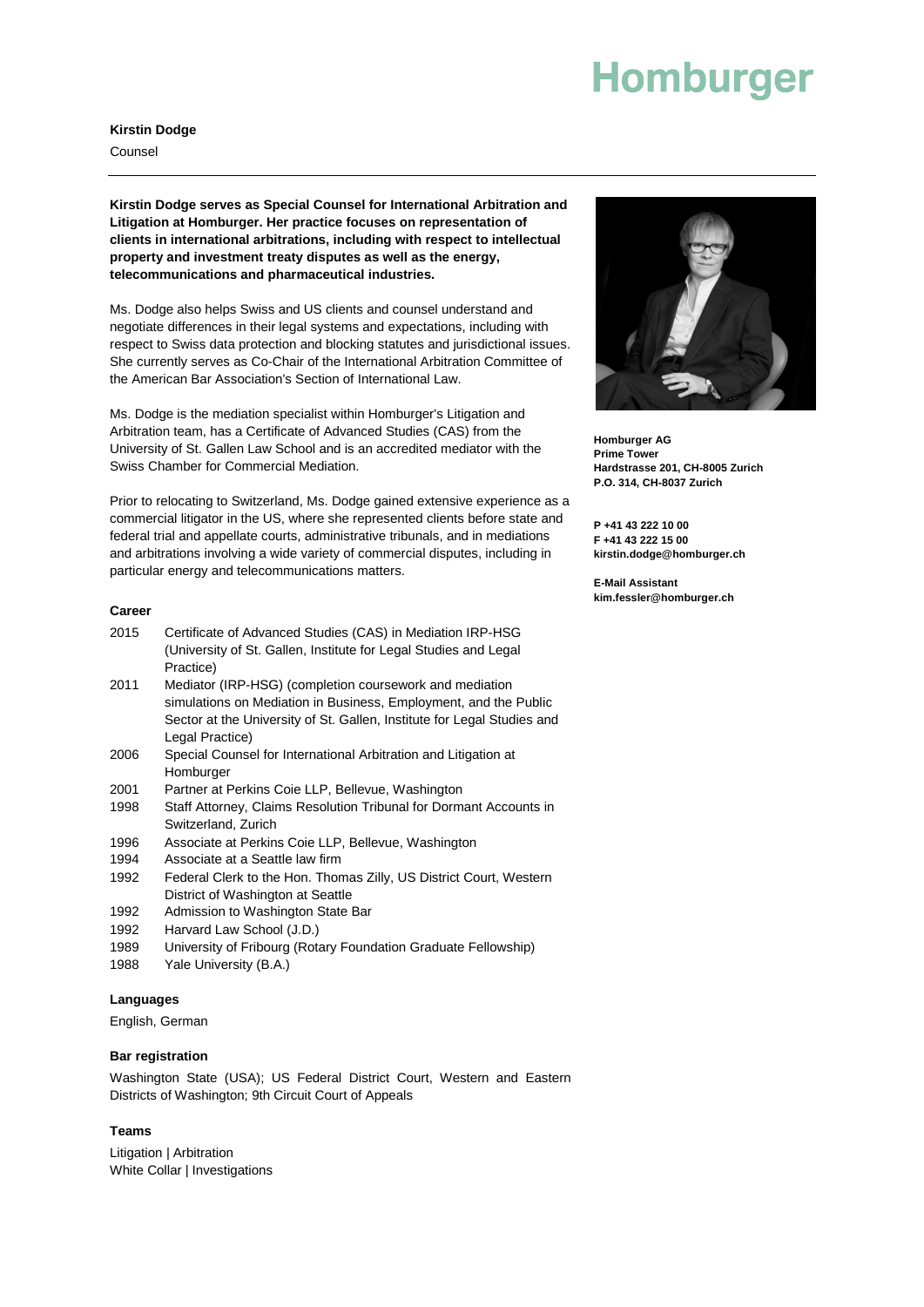Homburger

**Kirstin Dodge**

Counsel

**Kirstin Dodge serves as Special Counsel for International Arbitration and Litigation at Homburger. Her practice focuses on representation of clients in international arbitrations, including with respect to intellectual property and investment treaty disputes as well as the energy, telecommunications and pharmaceutical industries.**

Ms. Dodge also helps Swiss and US clients and counsel understand and negotiate differences in their legal systems and expectations, including with respect to Swiss data protection and blocking statutes and jurisdictional issues. She currently serves as Co-Chair of the International Arbitration Committee of the American Bar Association's Section of International Law.

Ms. Dodge is the mediation specialist within Homburger's Litigation and Arbitration team, has a Certificate of Advanced Studies (CAS) from the University of St. Gallen Law School and is an accredited mediator with the Swiss Chamber for Commercial Mediation.

Prior to relocating to Switzerland, Ms. Dodge gained extensive experience as a commercial litigator in the US, where she represented clients before state and federal trial and appellate courts, administrative tribunals, and in mediations and arbitrations involving a wide variety of commercial disputes, including in particular energy and telecommunications matters.

**Homburger AG**
**Prime Tower**
**Hardstrasse 201, CH-8005 Zurich**
**P.O. 314, CH-8037 Zurich**

**P +41 43 222 10 00**
**F +41 43 222 15 00**
**kirstin.dodge@homburger.ch**

**E-Mail Assistant**
**kim.fessler@homburger.ch**

**Career**

| | |
|---|---|
| 2015 | Certificate of Advanced Studies (CAS) in Mediation IRP-HSG (University of St. Gallen, Institute for Legal Studies and Legal Practice) |
| 2011 | Mediator (IRP-HSG) (completion coursework and mediation simulations on Mediation in Business, Employment, and the Public Sector at the University of St. Gallen, Institute for Legal Studies and Legal Practice) |
| 2006 | Special Counsel for International Arbitration and Litigation at Homburger |
| 2001 | Partner at Perkins Coie LLP, Bellevue, Washington |
| 1998 | Staff Attorney, Claims Resolution Tribunal for Dormant Accounts in Switzerland, Zurich |
| 1996 | Associate at Perkins Coie LLP, Bellevue, Washington |
| 1994 | Associate at a Seattle law firm |
| 1992 | Federal Clerk to the Hon. Thomas Zilly, US District Court, Western District of Washington at Seattle |
| 1992 | Admission to Washington State Bar |
| 1992 | Harvard Law School (J.D.) |
| 1989 | University of Fribourg (Rotary Foundation Graduate Fellowship) |
| 1988 | Yale University (B.A.) |

**Languages**

English, German

**Bar registration**

Washington State (USA); US Federal District Court, Western and Eastern Districts of Washington; 9th Circuit Court of Appeals

**Teams**

Litigation | Arbitration
White Collar | Investigations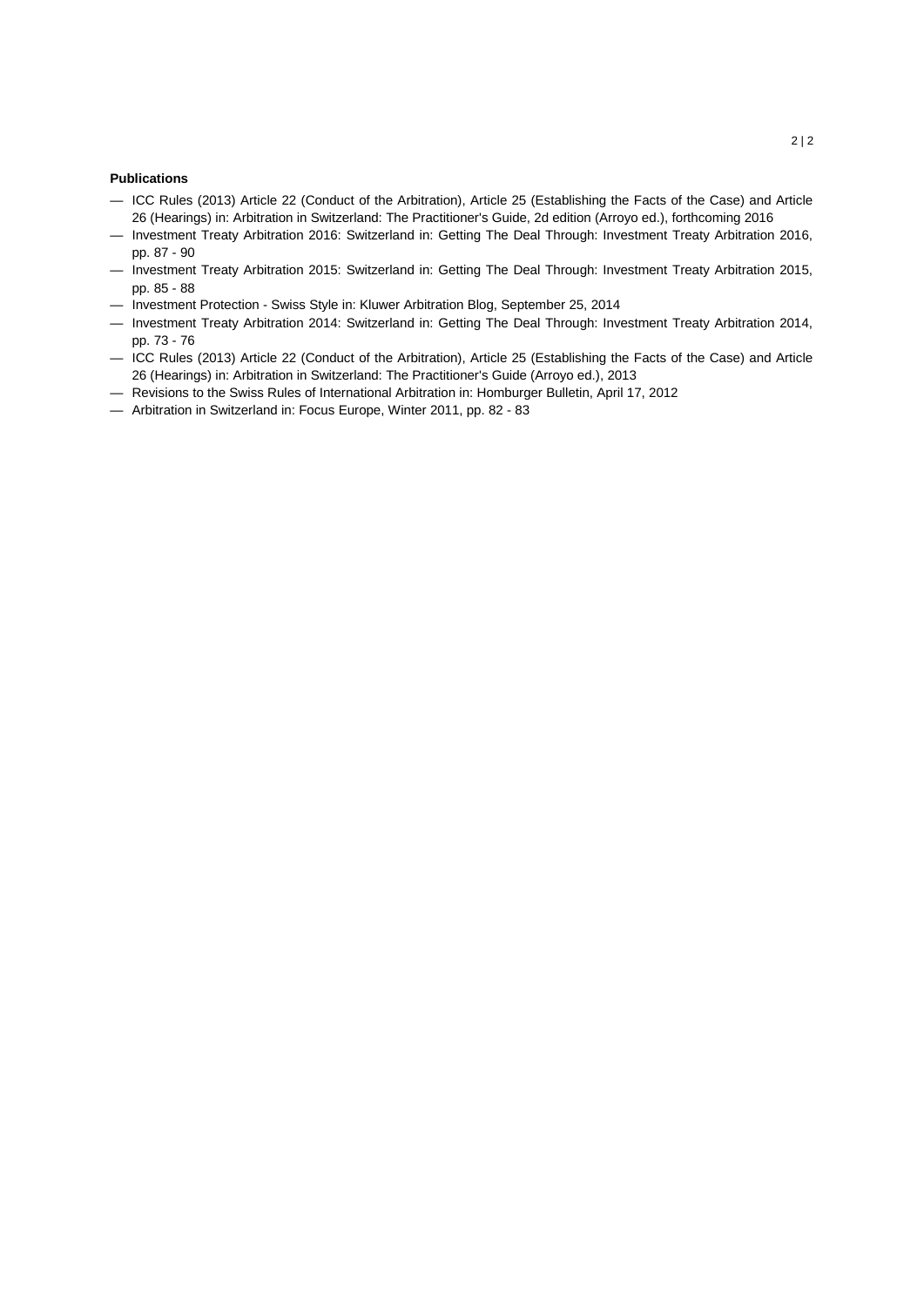**Publications**

- ICC Rules (2013) Article 22 (Conduct of the Arbitration), Article 25 (Establishing the Facts of the Case) and Article 26 (Hearings) in: Arbitration in Switzerland: The Practitioner's Guide, 2d edition (Arroyo ed.), forthcoming 2016
- Investment Treaty Arbitration 2016: Switzerland in: Getting The Deal Through: Investment Treaty Arbitration 2016, pp. 87 - 90
- Investment Treaty Arbitration 2015: Switzerland in: Getting The Deal Through: Investment Treaty Arbitration 2015, pp. 85 - 88
- Investment Protection - Swiss Style in: Kluwer Arbitration Blog, September 25, 2014
- Investment Treaty Arbitration 2014: Switzerland in: Getting The Deal Through: Investment Treaty Arbitration 2014, pp. 73 - 76
- ICC Rules (2013) Article 22 (Conduct of the Arbitration), Article 25 (Establishing the Facts of the Case) and Article 26 (Hearings) in: Arbitration in Switzerland: The Practitioner's Guide (Arroyo ed.), 2013
- Revisions to the Swiss Rules of International Arbitration in: Homburger Bulletin, April 17, 2012
- Arbitration in Switzerland in: Focus Europe, Winter 2011, pp. 82 - 83